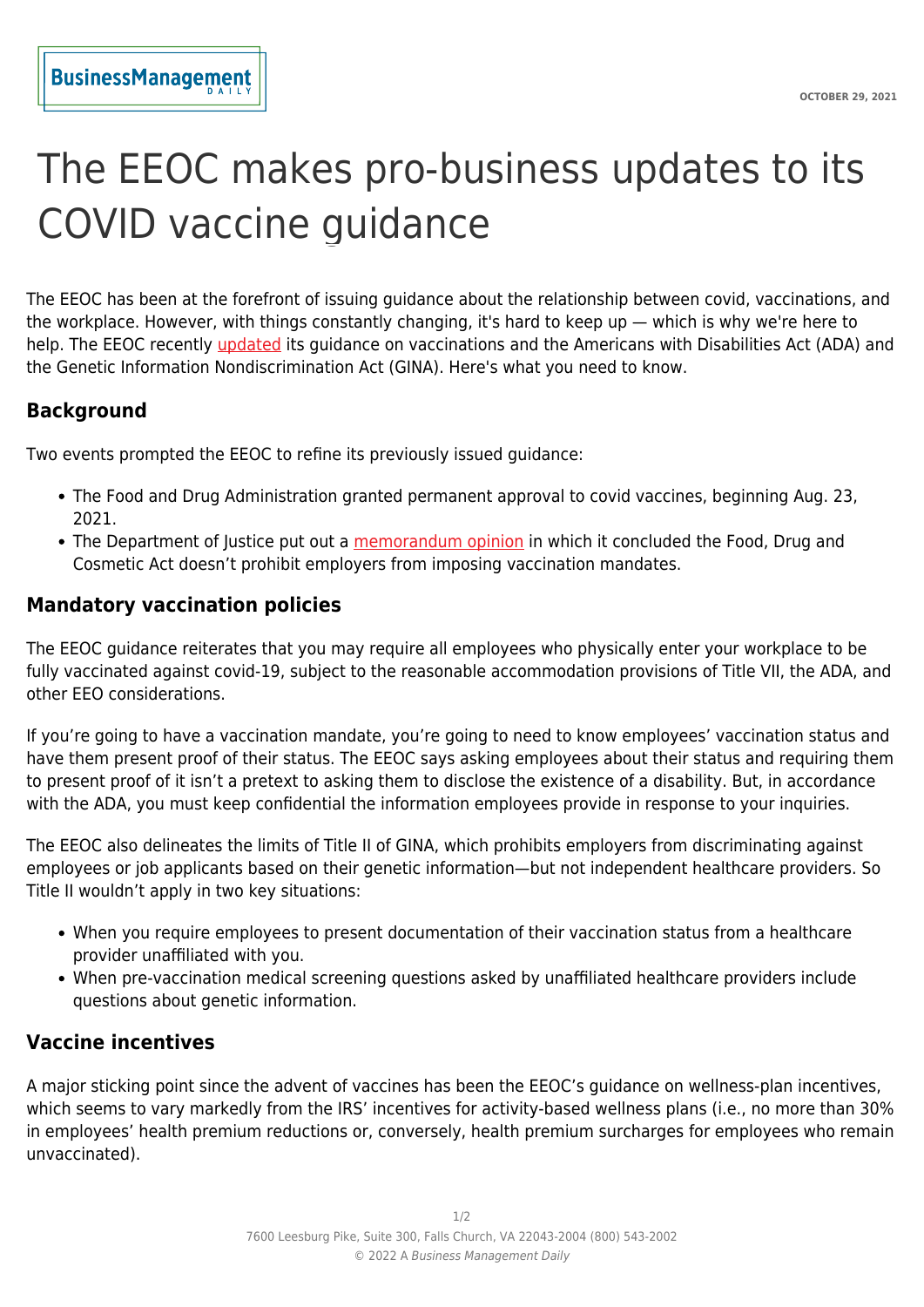# The EEOC makes pro-business updates to its COVID vaccine guidance

The EEOC has been at the forefront of issuing guidance about the relationship between covid, vaccinations, and the workplace. However, with things constantly changing, it's hard to keep up — which is why we're here to help. The EEOC recently updated its guidance on vaccinations and the Americans with Disabilities Act (ADA) and the Genetic Information Nondiscrimination Act (GINA). Here's what you need to know.

## Background

Two events prompted the EEOC to refine its previously issued guidance:

- The Food and Drug Administration granted permanent approval to covid vaccines, beginning Aug. 23, 2021.
- The Department of Justice put out a memorandum opinion in which it concluded the Food, Drug and Cosmetic Act doesn't prohibit employers from imposing vaccination mandates.

## Mandatory vaccination policies

The EEOC guidance reiterates that you may require all employees who physically enter your workplace to be fully vaccinated against covid-19, subject to the reasonable accommodation provisions of Title VII, the ADA, and other EEO considerations.

If you're going to have a vaccination mandate, you're going to need to know employees' vaccination status and have them present proof of their status. The EEOC says asking employees about their status and requiring them to present proof of it isn't a pretext to asking them to disclose the existence of a disability. But, in accordance with the ADA, you must keep confidential the information employees provide in response to your inquiries.

The EEOC also delineates the limits of Title II of GINA, which prohibits employers from discriminating against employees or job applicants based on their genetic information—but not independent healthcare providers. So Title II wouldn't apply in two key situations:

- When you require employees to present documentation of their vaccination status from a healthcare provider unaffiliated with you.
- When pre-vaccination medical screening questions asked by unaffiliated healthcare providers include questions about genetic information.

## Vaccine incentives

A major sticking point since the advent of vaccines has been the EEOC's guidance on wellness-plan incentives, which seems to vary markedly from the IRS' incentives for activity-based wellness plans (i.e., no more than 30% in employees' health premium reductions or, conversely, health premium surcharges for employees who remain unvaccinated).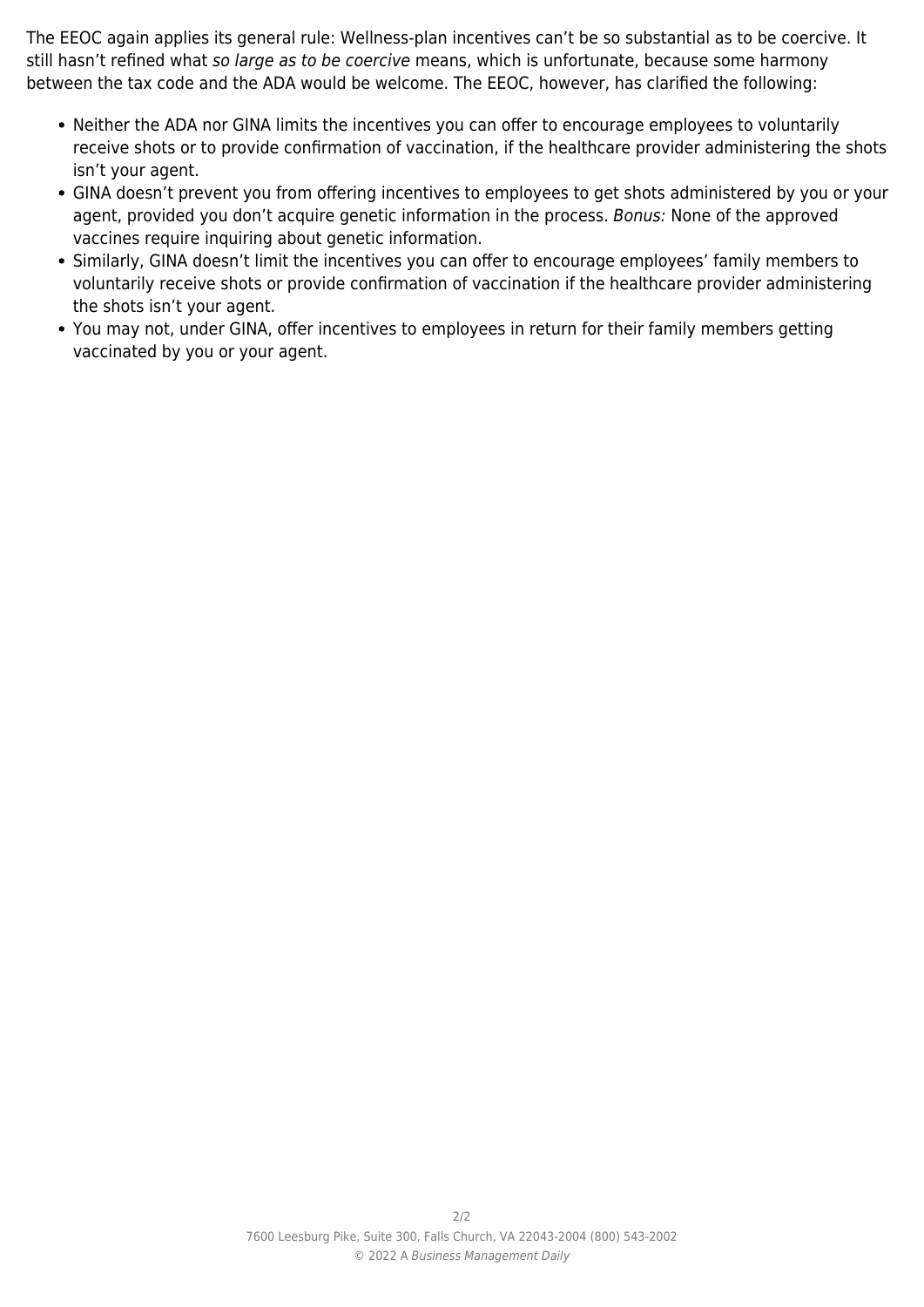The EEOC again applies its general rule: Wellness-plan incentives can't be so substantial as to be coercive. It still hasn't refined what *so large as to be coercive* means, which is unfortunate, because some harmony between the tax code and the ADA would be welcome. The EEOC, however, has clarified the following:

- Neither the ADA nor GINA limits the incentives you can offer to encourage employees to voluntarily receive shots or to provide confirmation of vaccination, if the healthcare provider administering the shots isn't your agent.
- GINA doesn't prevent you from offering incentives to employees to get shots administered by you or your agent, provided you don't acquire genetic information in the process. *Bonus:* None of the approved vaccines require inquiring about genetic information.
- Similarly, GINA doesn't limit the incentives you can offer to encourage employees' family members to voluntarily receive shots or provide confirmation of vaccination if the healthcare provider administering the shots isn't your agent.
- You may not, under GINA, offer incentives to employees in return for their family members getting vaccinated by you or your agent.